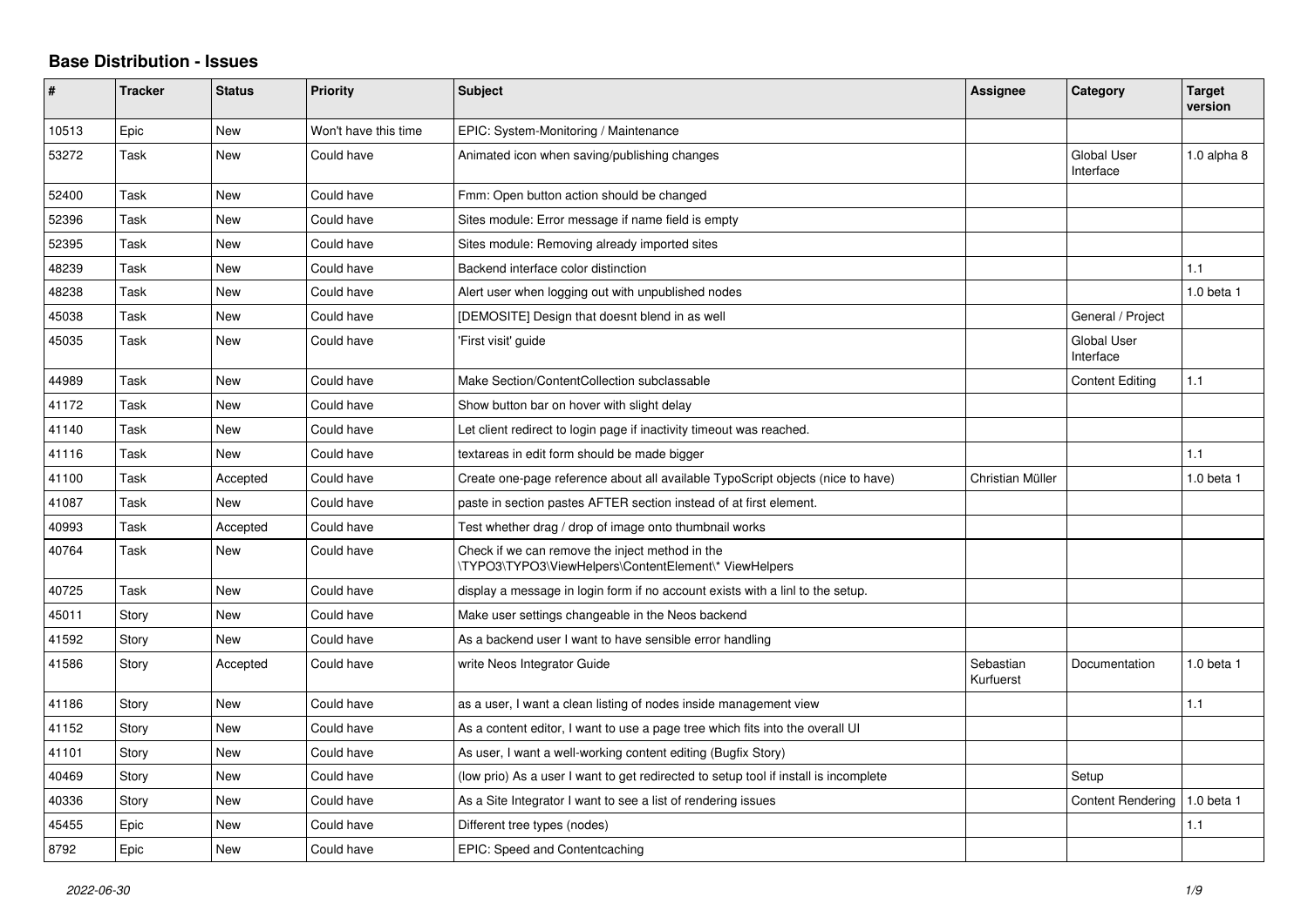## Base Distribution - Issues

| # | Tracker | Status | Priority | Subject | Assignee | Category | Target version |
|---|---|---|---|---|---|---|---|
| 10513 | Epic | New | Won't have this time | EPIC: System-Monitoring / Maintenance | | | |
| 53272 | Task | New | Could have | Animated icon when saving/publishing changes | | Global User Interface | 1.0 alpha 8 |
| 52400 | Task | New | Could have | Fmm: Open button action should be changed | | | |
| 52396 | Task | New | Could have | Sites module: Error message if name field is empty | | | |
| 52395 | Task | New | Could have | Sites module: Removing already imported sites | | | |
| 48239 | Task | New | Could have | Backend interface color distinction | | | 1.1 |
| 48238 | Task | New | Could have | Alert user when logging out with unpublished nodes | | | 1.0 beta 1 |
| 45038 | Task | New | Could have | [DEMOSITE] Design that doesnt blend in as well | | General / Project | |
| 45035 | Task | New | Could have | 'First visit' guide | | Global User Interface | |
| 44989 | Task | New | Could have | Make Section/ContentCollection subclassable | | Content Editing | 1.1 |
| 41172 | Task | New | Could have | Show button bar on hover with slight delay | | | |
| 41140 | Task | New | Could have | Let client redirect to login page if inactivity timeout was reached. | | | |
| 41116 | Task | New | Could have | textareas in edit form should be made bigger | | | 1.1 |
| 41100 | Task | Accepted | Could have | Create one-page reference about all available TypoScript objects (nice to have) | Christian Müller | | 1.0 beta 1 |
| 41087 | Task | New | Could have | paste in section pastes AFTER section instead of at first element. | | | |
| 40993 | Task | Accepted | Could have | Test whether drag / drop of image onto thumbnail works | | | |
| 40764 | Task | New | Could have | Check if we can remove the inject method in the \TYPO3\TYPO3\ViewHelpers\ContentElement\* ViewHelpers | | | |
| 40725 | Task | New | Could have | display a message in login form if no account exists with a linl to the setup. | | | |
| 45011 | Story | New | Could have | Make user settings changeable in the Neos backend | | | |
| 41592 | Story | New | Could have | As a backend user I want to have sensible error handling | | | |
| 41586 | Story | Accepted | Could have | write Neos Integrator Guide | Sebastian Kurfuerst | Documentation | 1.0 beta 1 |
| 41186 | Story | New | Could have | as a user, I want a clean listing of nodes inside management view | | | 1.1 |
| 41152 | Story | New | Could have | As a content editor, I want to use a page tree which fits into the overall UI | | | |
| 41101 | Story | New | Could have | As user, I want a well-working content editing (Bugfix Story) | | | |
| 40469 | Story | New | Could have | (low prio) As a user I want to get redirected to setup tool if install is incomplete | | Setup | |
| 40336 | Story | New | Could have | As a Site Integrator I want to see a list of rendering issues | | Content Rendering | 1.0 beta 1 |
| 45455 | Epic | New | Could have | Different tree types (nodes) | | | 1.1 |
| 8792 | Epic | New | Could have | EPIC: Speed and Contentcaching | | | |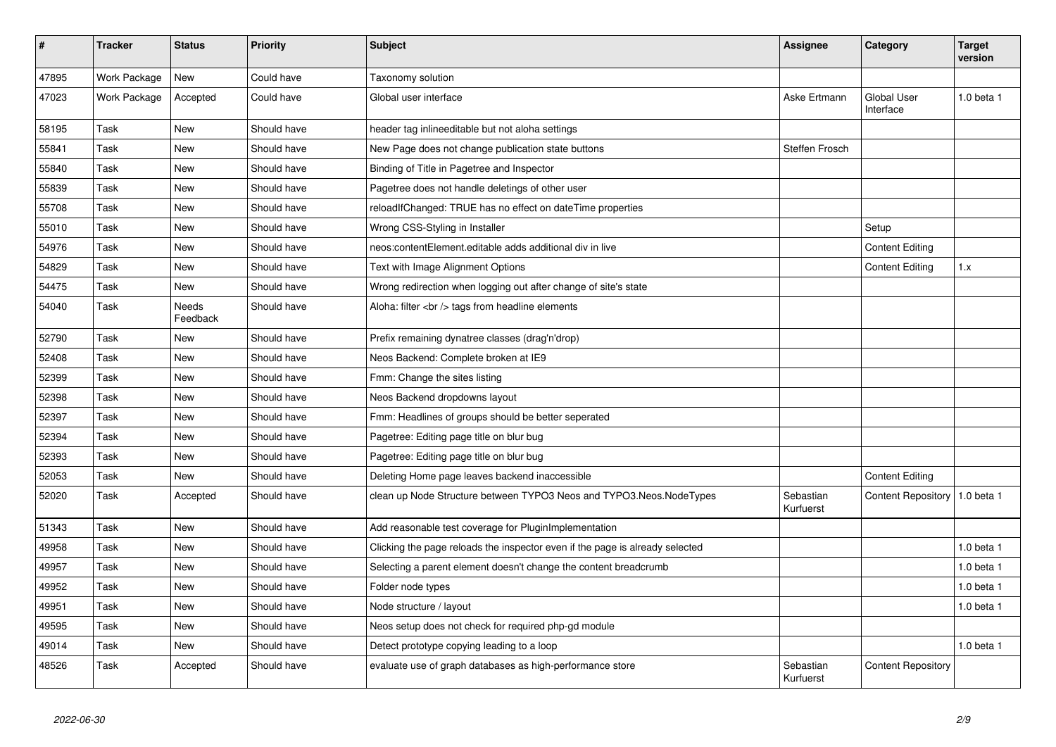| # | Tracker | Status | Priority | Subject | Assignee | Category | Target version |
|---|---|---|---|---|---|---|---|
| 47895 | Work Package | New | Could have | Taxonomy solution | | | |
| 47023 | Work Package | Accepted | Could have | Global user interface | Aske Ertmann | Global User Interface | 1.0 beta 1 |
| 58195 | Task | New | Should have | header tag inlineeditable but not aloha settings | | | |
| 55841 | Task | New | Should have | New Page does not change publication state buttons | Steffen Frosch | | |
| 55840 | Task | New | Should have | Binding of Title in Pagetree and Inspector | | | |
| 55839 | Task | New | Should have | Pagetree does not handle deletings of other user | | | |
| 55708 | Task | New | Should have | reloadIfChanged: TRUE has no effect on dateTime properties | | | |
| 55010 | Task | New | Should have | Wrong CSS-Styling in Installer | | Setup | |
| 54976 | Task | New | Should have | neos:contentElement.editable adds additional div in live | | Content Editing | |
| 54829 | Task | New | Should have | Text with Image Alignment Options | | Content Editing | 1.x |
| 54475 | Task | New | Should have | Wrong redirection when logging out after change of site's state | | | |
| 54040 | Task | Needs Feedback | Should have | Aloha: filter <br /> tags from headline elements | | | |
| 52790 | Task | New | Should have | Prefix remaining dynatree classes (drag'n'drop) | | | |
| 52408 | Task | New | Should have | Neos Backend: Complete broken at IE9 | | | |
| 52399 | Task | New | Should have | Fmm: Change the sites listing | | | |
| 52398 | Task | New | Should have | Neos Backend dropdowns layout | | | |
| 52397 | Task | New | Should have | Fmm: Headlines of groups should be better seperated | | | |
| 52394 | Task | New | Should have | Pagetree: Editing page title on blur bug | | | |
| 52393 | Task | New | Should have | Pagetree: Editing page title on blur bug | | | |
| 52053 | Task | New | Should have | Deleting Home page leaves backend inaccessible | | Content Editing | |
| 52020 | Task | Accepted | Should have | clean up Node Structure between TYPO3 Neos and TYPO3.Neos.NodeTypes | Sebastian Kurfuerst | Content Repository | 1.0 beta 1 |
| 51343 | Task | New | Should have | Add reasonable test coverage for PluginImplementation | | | |
| 49958 | Task | New | Should have | Clicking the page reloads the inspector even if the page is already selected | | | 1.0 beta 1 |
| 49957 | Task | New | Should have | Selecting a parent element doesn't change the content breadcrumb | | | 1.0 beta 1 |
| 49952 | Task | New | Should have | Folder node types | | | 1.0 beta 1 |
| 49951 | Task | New | Should have | Node structure / layout | | | 1.0 beta 1 |
| 49595 | Task | New | Should have | Neos setup does not check for required php-gd module | | | |
| 49014 | Task | New | Should have | Detect prototype copying leading to a loop | | | 1.0 beta 1 |
| 48526 | Task | Accepted | Should have | evaluate use of graph databases as high-performance store | Sebastian Kurfuerst | Content Repository | |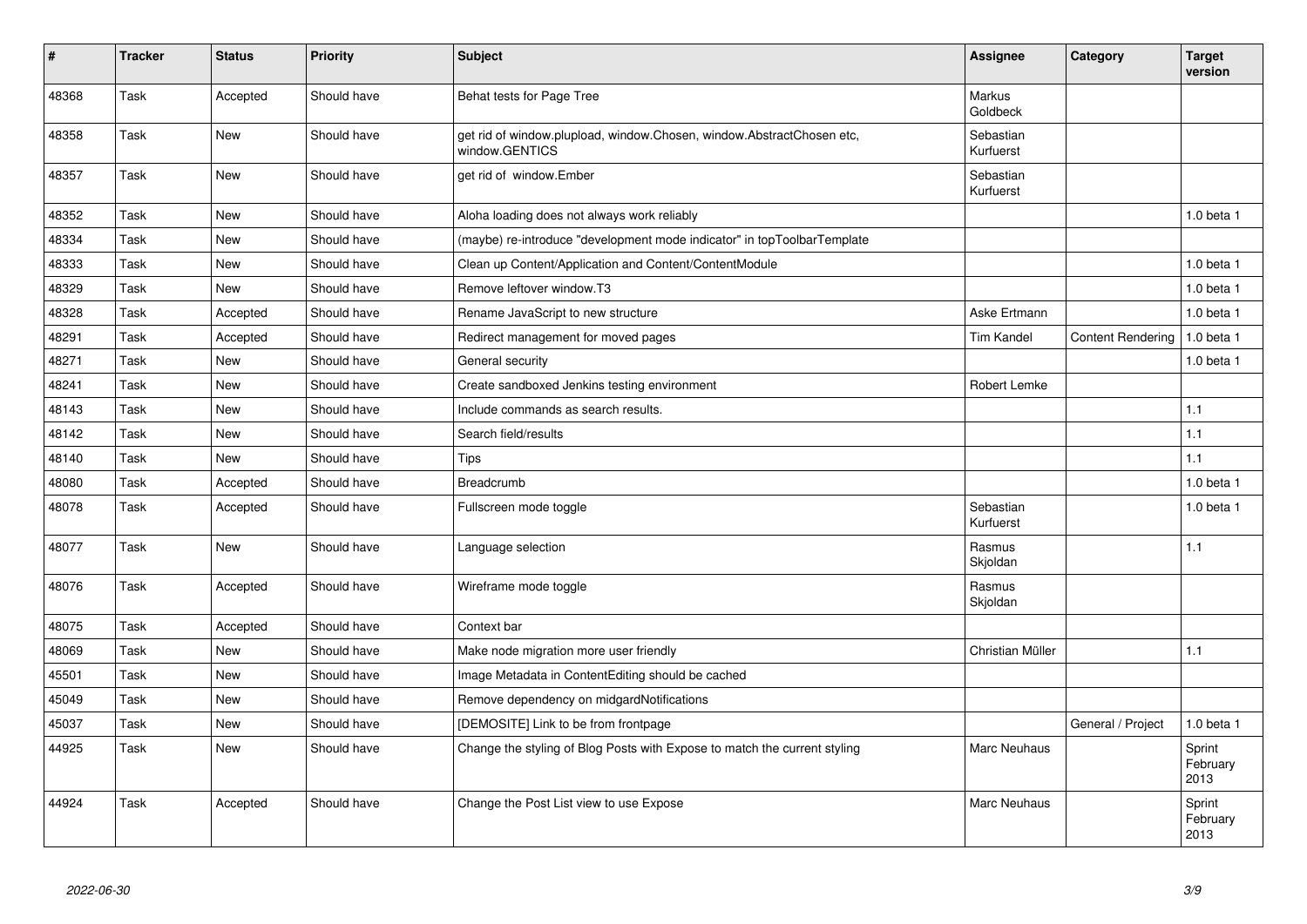| # | Tracker | Status | Priority | Subject | Assignee | Category | Target version |
|---|---|---|---|---|---|---|---|
| 48368 | Task | Accepted | Should have | Behat tests for Page Tree | Markus Goldbeck | | |
| 48358 | Task | New | Should have | get rid of window.plupload, window.Chosen, window.AbstractChosen etc, window.GENTICS | Sebastian Kurfuerst | | |
| 48357 | Task | New | Should have | get rid of window.Ember | Sebastian Kurfuerst | | |
| 48352 | Task | New | Should have | Aloha loading does not always work reliably | | | 1.0 beta 1 |
| 48334 | Task | New | Should have | (maybe) re-introduce "development mode indicator" in topToolbarTemplate | | | |
| 48333 | Task | New | Should have | Clean up Content/Application and Content/ContentModule | | | 1.0 beta 1 |
| 48329 | Task | New | Should have | Remove leftover window.T3 | | | 1.0 beta 1 |
| 48328 | Task | Accepted | Should have | Rename JavaScript to new structure | Aske Ertmann | | 1.0 beta 1 |
| 48291 | Task | Accepted | Should have | Redirect management for moved pages | Tim Kandel | Content Rendering | 1.0 beta 1 |
| 48271 | Task | New | Should have | General security | | | 1.0 beta 1 |
| 48241 | Task | New | Should have | Create sandboxed Jenkins testing environment | Robert Lemke | | |
| 48143 | Task | New | Should have | Include commands as search results. | | | 1.1 |
| 48142 | Task | New | Should have | Search field/results | | | 1.1 |
| 48140 | Task | New | Should have | Tips | | | 1.1 |
| 48080 | Task | Accepted | Should have | Breadcrumb | | | 1.0 beta 1 |
| 48078 | Task | Accepted | Should have | Fullscreen mode toggle | Sebastian Kurfuerst | | 1.0 beta 1 |
| 48077 | Task | New | Should have | Language selection | Rasmus Skjoldan | | 1.1 |
| 48076 | Task | Accepted | Should have | Wireframe mode toggle | Rasmus Skjoldan | | |
| 48075 | Task | Accepted | Should have | Context bar | | | |
| 48069 | Task | New | Should have | Make node migration more user friendly | Christian Müller | | 1.1 |
| 45501 | Task | New | Should have | Image Metadata in ContentEditing should be cached | | | |
| 45049 | Task | New | Should have | Remove dependency on midgardNotifications | | | |
| 45037 | Task | New | Should have | [DEMOSITE] Link to be from frontpage | | General / Project | 1.0 beta 1 |
| 44925 | Task | New | Should have | Change the styling of Blog Posts with Expose to match the current styling | Marc Neuhaus | | Sprint February 2013 |
| 44924 | Task | Accepted | Should have | Change the Post List view to use Expose | Marc Neuhaus | | Sprint February 2013 |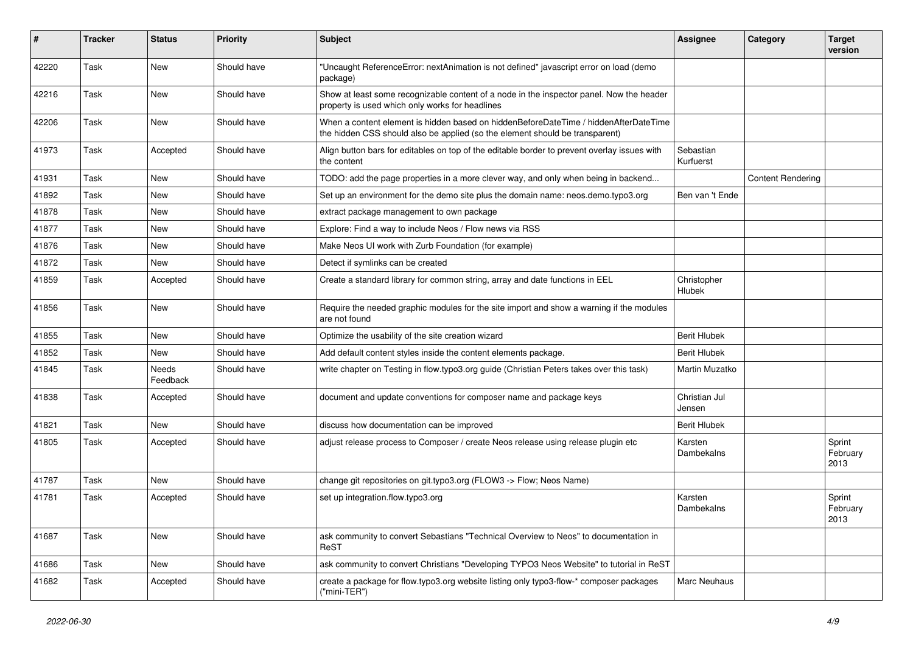| # | Tracker | Status | Priority | Subject | Assignee | Category | Target version |
|---|---|---|---|---|---|---|---|
| 42220 | Task | New | Should have | "Uncaught ReferenceError: nextAnimation is not defined" javascript error on load (demo package) | | | |
| 42216 | Task | New | Should have | Show at least some recognizable content of a node in the inspector panel. Now the header property is used which only works for headlines | | | |
| 42206 | Task | New | Should have | When a content element is hidden based on hiddenBeforeDateTime / hiddenAfterDateTime the hidden CSS should also be applied (so the element should be transparent) | | | |
| 41973 | Task | Accepted | Should have | Align button bars for editables on top of the editable border to prevent overlay issues with the content | Sebastian Kurfuerst | | |
| 41931 | Task | New | Should have | TODO: add the page properties in a more clever way, and only when being in backend... | | Content Rendering | |
| 41892 | Task | New | Should have | Set up an environment for the demo site plus the domain name: neos.demo.typo3.org | Ben van 't Ende | | |
| 41878 | Task | New | Should have | extract package management to own package | | | |
| 41877 | Task | New | Should have | Explore: Find a way to include Neos / Flow news via RSS | | | |
| 41876 | Task | New | Should have | Make Neos UI work with Zurb Foundation (for example) | | | |
| 41872 | Task | New | Should have | Detect if symlinks can be created | | | |
| 41859 | Task | Accepted | Should have | Create a standard library for common string, array and date functions in EEL | Christopher Hlubek | | |
| 41856 | Task | New | Should have | Require the needed graphic modules for the site import and show a warning if the modules are not found | | | |
| 41855 | Task | New | Should have | Optimize the usability of the site creation wizard | Berit Hlubek | | |
| 41852 | Task | New | Should have | Add default content styles inside the content elements package. | Berit Hlubek | | |
| 41845 | Task | Needs Feedback | Should have | write chapter on Testing in flow.typo3.org guide (Christian Peters takes over this task) | Martin Muzatko | | |
| 41838 | Task | Accepted | Should have | document and update conventions for composer name and package keys | Christian Jul Jensen | | |
| 41821 | Task | New | Should have | discuss how documentation can be improved | Berit Hlubek | | |
| 41805 | Task | Accepted | Should have | adjust release process to Composer / create Neos release using release plugin etc | Karsten Dambekalns | | Sprint February 2013 |
| 41787 | Task | New | Should have | change git repositories on git.typo3.org (FLOW3 -> Flow; Neos Name) | | | |
| 41781 | Task | Accepted | Should have | set up integration.flow.typo3.org | Karsten Dambekalns | | Sprint February 2013 |
| 41687 | Task | New | Should have | ask community to convert Sebastians "Technical Overview to Neos" to documentation in ReST | | | |
| 41686 | Task | New | Should have | ask community to convert Christians "Developing TYPO3 Neos Website" to tutorial in ReST | | | |
| 41682 | Task | Accepted | Should have | create a package for flow.typo3.org website listing only typo3-flow-* composer packages ("mini-TER") | Marc Neuhaus | | |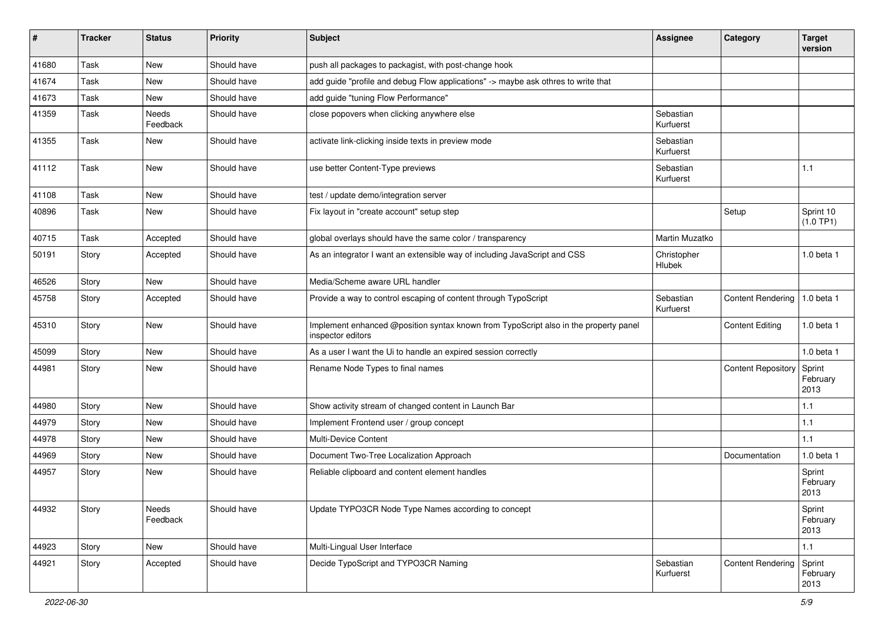| # | Tracker | Status | Priority | Subject | Assignee | Category | Target version |
|---|---|---|---|---|---|---|---|
| 41680 | Task | New | Should have | push all packages to packagist, with post-change hook | | | |
| 41674 | Task | New | Should have | add guide "profile and debug Flow applications" -> maybe ask othres to write that | | | |
| 41673 | Task | New | Should have | add guide "tuning Flow Performance" | | | |
| 41359 | Task | Needs Feedback | Should have | close popovers when clicking anywhere else | Sebastian Kurfuerst | | |
| 41355 | Task | New | Should have | activate link-clicking inside texts in preview mode | Sebastian Kurfuerst | | |
| 41112 | Task | New | Should have | use better Content-Type previews | Sebastian Kurfuerst | | 1.1 |
| 41108 | Task | New | Should have | test / update demo/integration server | | | |
| 40896 | Task | New | Should have | Fix layout in "create account" setup step | | Setup | Sprint 10 (1.0 TP1) |
| 40715 | Task | Accepted | Should have | global overlays should have the same color / transparency | Martin Muzatko | | |
| 50191 | Story | Accepted | Should have | As an integrator I want an extensible way of including JavaScript and CSS | Christopher Hlubek | | 1.0 beta 1 |
| 46526 | Story | New | Should have | Media/Scheme aware URL handler | | | |
| 45758 | Story | Accepted | Should have | Provide a way to control escaping of content through TypoScript | Sebastian Kurfuerst | Content Rendering | 1.0 beta 1 |
| 45310 | Story | New | Should have | Implement enhanced @position syntax known from TypoScript also in the property panel inspector editors | | Content Editing | 1.0 beta 1 |
| 45099 | Story | New | Should have | As a user I want the Ui to handle an expired session correctly | | | 1.0 beta 1 |
| 44981 | Story | New | Should have | Rename Node Types to final names | | Content Repository | Sprint February 2013 |
| 44980 | Story | New | Should have | Show activity stream of changed content in Launch Bar | | | 1.1 |
| 44979 | Story | New | Should have | Implement Frontend user / group concept | | | 1.1 |
| 44978 | Story | New | Should have | Multi-Device Content | | | 1.1 |
| 44969 | Story | New | Should have | Document Two-Tree Localization Approach | | Documentation | 1.0 beta 1 |
| 44957 | Story | New | Should have | Reliable clipboard and content element handles | | | Sprint February 2013 |
| 44932 | Story | Needs Feedback | Should have | Update TYPO3CR Node Type Names according to concept | | | Sprint February 2013 |
| 44923 | Story | New | Should have | Multi-Lingual User Interface | | | 1.1 |
| 44921 | Story | Accepted | Should have | Decide TypoScript and TYPO3CR Naming | Sebastian Kurfuerst | Content Rendering | Sprint February 2013 |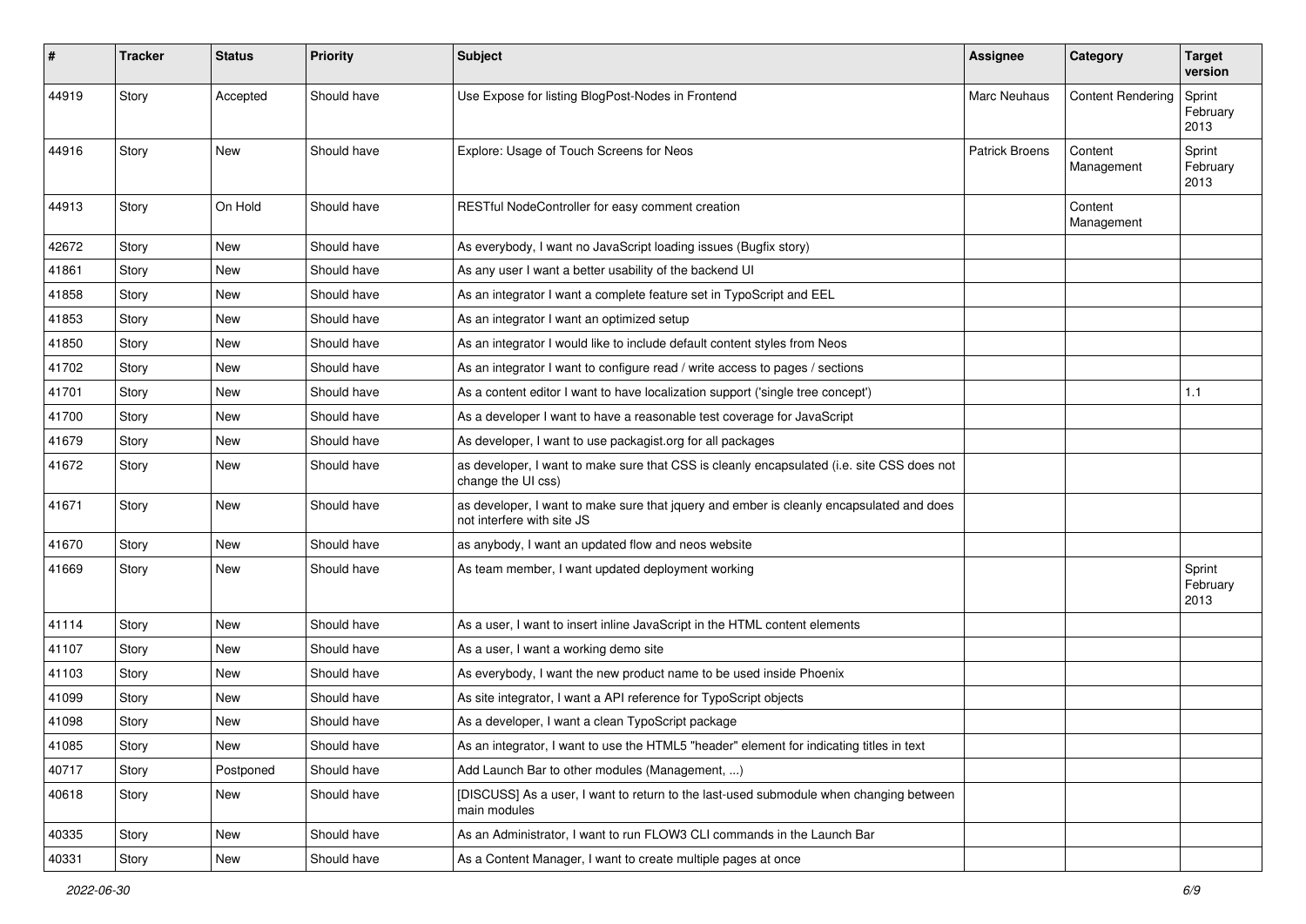| # | Tracker | Status | Priority | Subject | Assignee | Category | Target version |
|---|---|---|---|---|---|---|---|
| 44919 | Story | Accepted | Should have | Use Expose for listing BlogPost-Nodes in Frontend | Marc Neuhaus | Content Rendering | Sprint February 2013 |
| 44916 | Story | New | Should have | Explore: Usage of Touch Screens for Neos | Patrick Broens | Content Management | Sprint February 2013 |
| 44913 | Story | On Hold | Should have | RESTful NodeController for easy comment creation | | Content Management | |
| 42672 | Story | New | Should have | As everybody, I want no JavaScript loading issues (Bugfix story) | | | |
| 41861 | Story | New | Should have | As any user I want a better usability of the backend UI | | | |
| 41858 | Story | New | Should have | As an integrator I want a complete feature set in TypoScript and EEL | | | |
| 41853 | Story | New | Should have | As an integrator I want an optimized setup | | | |
| 41850 | Story | New | Should have | As an integrator I would like to include default content styles from Neos | | | |
| 41702 | Story | New | Should have | As an integrator I want to configure read / write access to pages / sections | | | |
| 41701 | Story | New | Should have | As a content editor I want to have localization support ('single tree concept') | | | 1.1 |
| 41700 | Story | New | Should have | As a developer I want to have a reasonable test coverage for JavaScript | | | |
| 41679 | Story | New | Should have | As developer, I want to use packagist.org for all packages | | | |
| 41672 | Story | New | Should have | as developer, I want to make sure that CSS is cleanly encapsulated (i.e. site CSS does not change the UI css) | | | |
| 41671 | Story | New | Should have | as developer, I want to make sure that jquery and ember is cleanly encapsulated and does not interfere with site JS | | | |
| 41670 | Story | New | Should have | as anybody, I want an updated flow and neos website | | | |
| 41669 | Story | New | Should have | As team member, I want updated deployment working | | | Sprint February 2013 |
| 41114 | Story | New | Should have | As a user, I want to insert inline JavaScript in the HTML content elements | | | |
| 41107 | Story | New | Should have | As a user, I want a working demo site | | | |
| 41103 | Story | New | Should have | As everybody, I want the new product name to be used inside Phoenix | | | |
| 41099 | Story | New | Should have | As site integrator, I want a API reference for TypoScript objects | | | |
| 41098 | Story | New | Should have | As a developer, I want a clean TypoScript package | | | |
| 41085 | Story | New | Should have | As an integrator, I want to use the HTML5 "header" element for indicating titles in text | | | |
| 40717 | Story | Postponed | Should have | Add Launch Bar to other modules (Management, ...) | | | |
| 40618 | Story | New | Should have | [DISCUSS] As a user, I want to return to the last-used submodule when changing between main modules | | | |
| 40335 | Story | New | Should have | As an Administrator, I want to run FLOW3 CLI commands in the Launch Bar | | | |
| 40331 | Story | New | Should have | As a Content Manager, I want to create multiple pages at once | | | |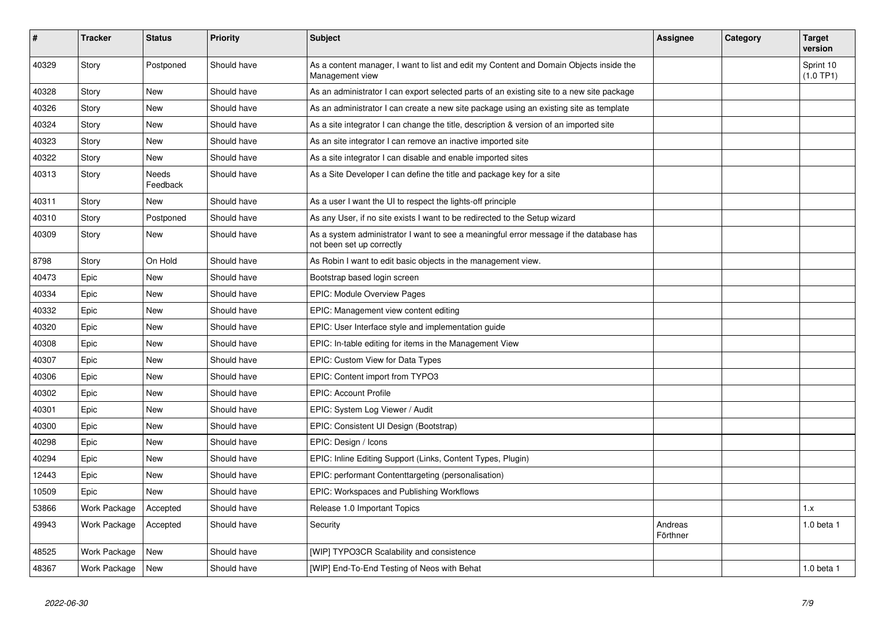| # | Tracker | Status | Priority | Subject | Assignee | Category | Target version |
|---|---|---|---|---|---|---|---|
| 40329 | Story | Postponed | Should have | As a content manager, I want to list and edit my Content and Domain Objects inside the Management view | | | Sprint 10 (1.0 TP1) |
| 40328 | Story | New | Should have | As an administrator I can export selected parts of an existing site to a new site package | | | |
| 40326 | Story | New | Should have | As an administrator I can create a new site package using an existing site as template | | | |
| 40324 | Story | New | Should have | As a site integrator I can change the title, description & version of an imported site | | | |
| 40323 | Story | New | Should have | As an site integrator I can remove an inactive imported site | | | |
| 40322 | Story | New | Should have | As a site integrator I can disable and enable imported sites | | | |
| 40313 | Story | Needs Feedback | Should have | As a Site Developer I can define the title and package key for a site | | | |
| 40311 | Story | New | Should have | As a user I want the UI to respect the lights-off principle | | | |
| 40310 | Story | Postponed | Should have | As any User, if no site exists I want to be redirected to the Setup wizard | | | |
| 40309 | Story | New | Should have | As a system administrator I want to see a meaningful error message if the database has not been set up correctly | | | |
| 8798 | Story | On Hold | Should have | As Robin I want to edit basic objects in the management view. | | | |
| 40473 | Epic | New | Should have | Bootstrap based login screen | | | |
| 40334 | Epic | New | Should have | EPIC: Module Overview Pages | | | |
| 40332 | Epic | New | Should have | EPIC: Management view content editing | | | |
| 40320 | Epic | New | Should have | EPIC: User Interface style and implementation guide | | | |
| 40308 | Epic | New | Should have | EPIC: In-table editing for items in the Management View | | | |
| 40307 | Epic | New | Should have | EPIC: Custom View for Data Types | | | |
| 40306 | Epic | New | Should have | EPIC: Content import from TYPO3 | | | |
| 40302 | Epic | New | Should have | EPIC: Account Profile | | | |
| 40301 | Epic | New | Should have | EPIC: System Log Viewer / Audit | | | |
| 40300 | Epic | New | Should have | EPIC: Consistent UI Design (Bootstrap) | | | |
| 40298 | Epic | New | Should have | EPIC: Design / Icons | | | |
| 40294 | Epic | New | Should have | EPIC: Inline Editing Support (Links, Content Types, Plugin) | | | |
| 12443 | Epic | New | Should have | EPIC: performant Contenttargeting (personalisation) | | | |
| 10509 | Epic | New | Should have | EPIC: Workspaces and Publishing Workflows | | | |
| 53866 | Work Package | Accepted | Should have | Release 1.0 Important Topics | | | 1.x |
| 49943 | Work Package | Accepted | Should have | Security | Andreas Förthner | | 1.0 beta 1 |
| 48525 | Work Package | New | Should have | [WIP] TYPO3CR Scalability and consistence | | | |
| 48367 | Work Package | New | Should have | [WIP] End-To-End Testing of Neos with Behat | | | 1.0 beta 1 |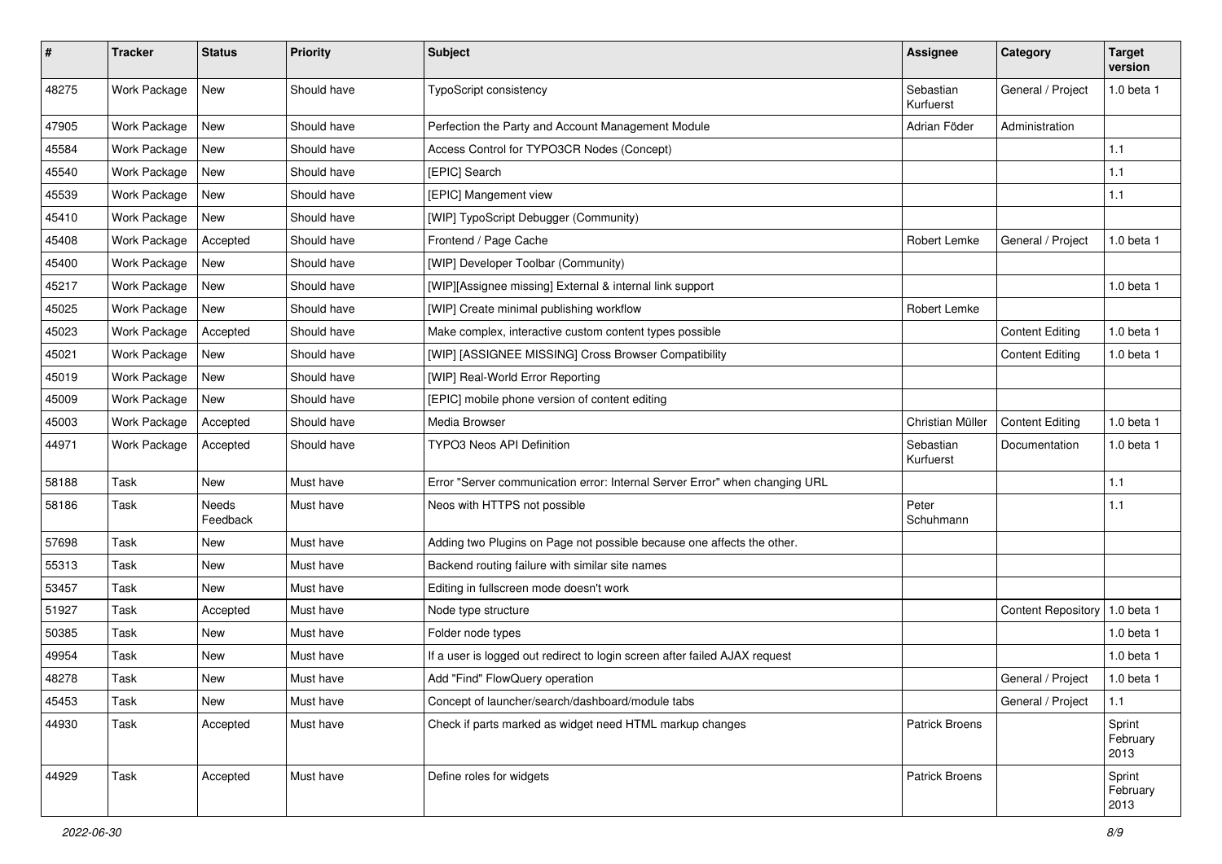| # | Tracker | Status | Priority | Subject | Assignee | Category | Target version |
|---|---|---|---|---|---|---|---|
| 48275 | Work Package | New | Should have | TypoScript consistency | Sebastian Kurfuerst | General / Project | 1.0 beta 1 |
| 47905 | Work Package | New | Should have | Perfection the Party and Account Management Module | Adrian Föder | Administration | |
| 45584 | Work Package | New | Should have | Access Control for TYPO3CR Nodes (Concept) | | | 1.1 |
| 45540 | Work Package | New | Should have | [EPIC] Search | | | 1.1 |
| 45539 | Work Package | New | Should have | [EPIC] Mangement view | | | 1.1 |
| 45410 | Work Package | New | Should have | [WIP] TypoScript Debugger (Community) | | | |
| 45408 | Work Package | Accepted | Should have | Frontend / Page Cache | Robert Lemke | General / Project | 1.0 beta 1 |
| 45400 | Work Package | New | Should have | [WIP] Developer Toolbar (Community) | | | |
| 45217 | Work Package | New | Should have | [WIP][Assignee missing] External & internal link support | | | 1.0 beta 1 |
| 45025 | Work Package | New | Should have | [WIP] Create minimal publishing workflow | Robert Lemke | | |
| 45023 | Work Package | Accepted | Should have | Make complex, interactive custom content types possible | | Content Editing | 1.0 beta 1 |
| 45021 | Work Package | New | Should have | [WIP] [ASSIGNEE MISSING] Cross Browser Compatibility | | Content Editing | 1.0 beta 1 |
| 45019 | Work Package | New | Should have | [WIP] Real-World Error Reporting | | | |
| 45009 | Work Package | New | Should have | [EPIC] mobile phone version of content editing | | | |
| 45003 | Work Package | Accepted | Should have | Media Browser | Christian Müller | Content Editing | 1.0 beta 1 |
| 44971 | Work Package | Accepted | Should have | TYPO3 Neos API Definition | Sebastian Kurfuerst | Documentation | 1.0 beta 1 |
| 58188 | Task | New | Must have | Error "Server communication error: Internal Server Error" when changing URL | | | 1.1 |
| 58186 | Task | Needs Feedback | Must have | Neos with HTTPS not possible | Peter Schuhmann | | 1.1 |
| 57698 | Task | New | Must have | Adding two Plugins on Page not possible because one affects the other. | | | |
| 55313 | Task | New | Must have | Backend routing failure with similar site names | | | |
| 53457 | Task | New | Must have | Editing in fullscreen mode doesn't work | | | |
| 51927 | Task | Accepted | Must have | Node type structure | | Content Repository | 1.0 beta 1 |
| 50385 | Task | New | Must have | Folder node types | | | 1.0 beta 1 |
| 49954 | Task | New | Must have | If a user is logged out redirect to login screen after failed AJAX request | | | 1.0 beta 1 |
| 48278 | Task | New | Must have | Add "Find" FlowQuery operation | | General / Project | 1.0 beta 1 |
| 45453 | Task | New | Must have | Concept of launcher/search/dashboard/module tabs | | General / Project | 1.1 |
| 44930 | Task | Accepted | Must have | Check if parts marked as widget need HTML markup changes | Patrick Broens | | Sprint February 2013 |
| 44929 | Task | Accepted | Must have | Define roles for widgets | Patrick Broens | | Sprint February 2013 |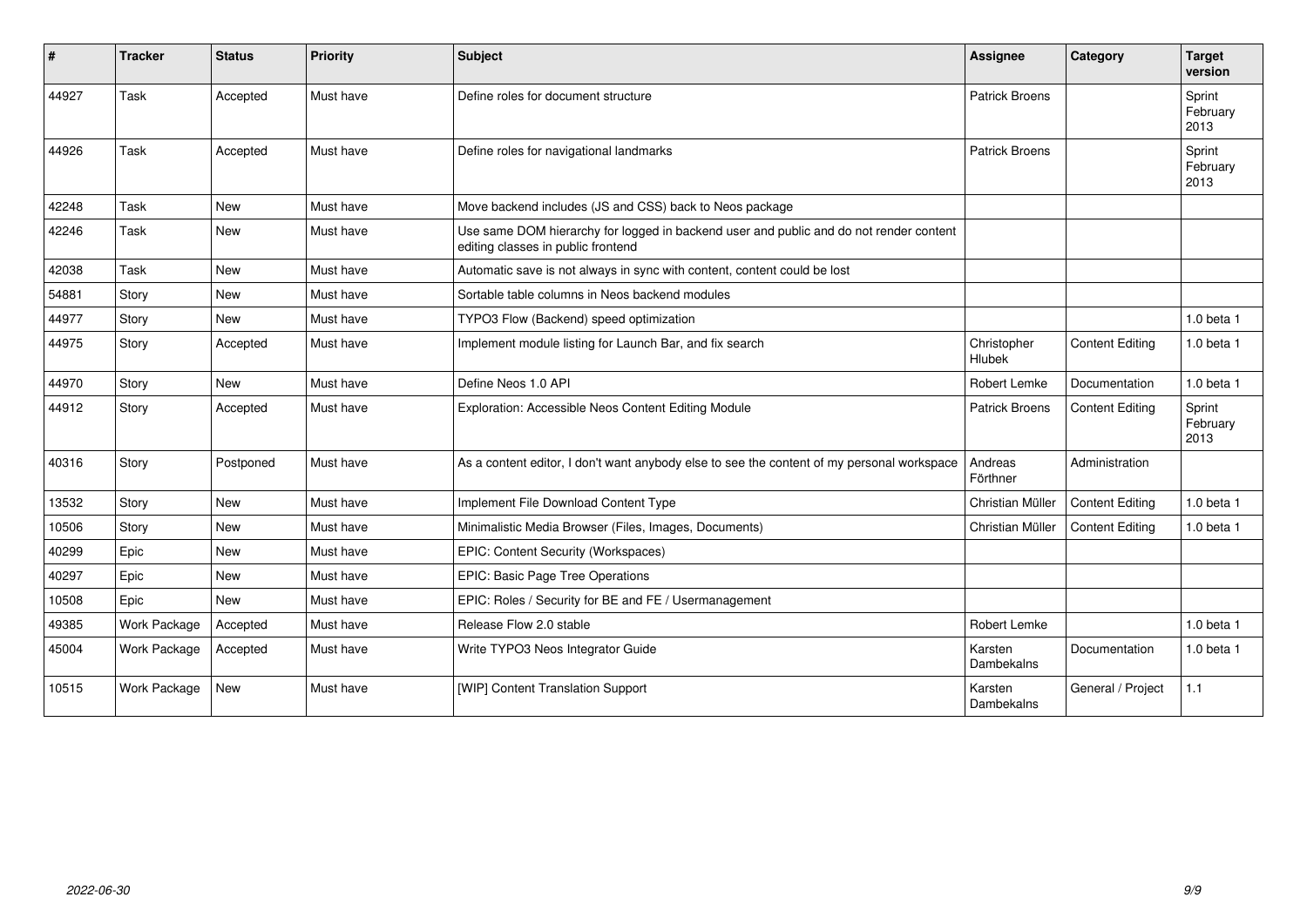| # | Tracker | Status | Priority | Subject | Assignee | Category | Target version |
|---|---|---|---|---|---|---|---|
| 44927 | Task | Accepted | Must have | Define roles for document structure | Patrick Broens | | Sprint February 2013 |
| 44926 | Task | Accepted | Must have | Define roles for navigational landmarks | Patrick Broens | | Sprint February 2013 |
| 42248 | Task | New | Must have | Move backend includes (JS and CSS) back to Neos package | | | |
| 42246 | Task | New | Must have | Use same DOM hierarchy for logged in backend user and public and do not render content editing classes in public frontend | | | |
| 42038 | Task | New | Must have | Automatic save is not always in sync with content, content could be lost | | | |
| 54881 | Story | New | Must have | Sortable table columns in Neos backend modules | | | |
| 44977 | Story | New | Must have | TYPO3 Flow (Backend) speed optimization | | | 1.0 beta 1 |
| 44975 | Story | Accepted | Must have | Implement module listing for Launch Bar, and fix search | Christopher Hlubek | Content Editing | 1.0 beta 1 |
| 44970 | Story | New | Must have | Define Neos 1.0 API | Robert Lemke | Documentation | 1.0 beta 1 |
| 44912 | Story | Accepted | Must have | Exploration: Accessible Neos Content Editing Module | Patrick Broens | Content Editing | Sprint February 2013 |
| 40316 | Story | Postponed | Must have | As a content editor, I don't want anybody else to see the content of my personal workspace | Andreas Förthner | Administration | |
| 13532 | Story | New | Must have | Implement File Download Content Type | Christian Müller | Content Editing | 1.0 beta 1 |
| 10506 | Story | New | Must have | Minimalistic Media Browser (Files, Images, Documents) | Christian Müller | Content Editing | 1.0 beta 1 |
| 40299 | Epic | New | Must have | EPIC: Content Security (Workspaces) | | | |
| 40297 | Epic | New | Must have | EPIC: Basic Page Tree Operations | | | |
| 10508 | Epic | New | Must have | EPIC: Roles / Security for BE and FE / Usermanagement | | | |
| 49385 | Work Package | Accepted | Must have | Release Flow 2.0 stable | Robert Lemke | | 1.0 beta 1 |
| 45004 | Work Package | Accepted | Must have | Write TYPO3 Neos Integrator Guide | Karsten Dambekalns | Documentation | 1.0 beta 1 |
| 10515 | Work Package | New | Must have | [WIP] Content Translation Support | Karsten Dambekalns | General / Project | 1.1 |